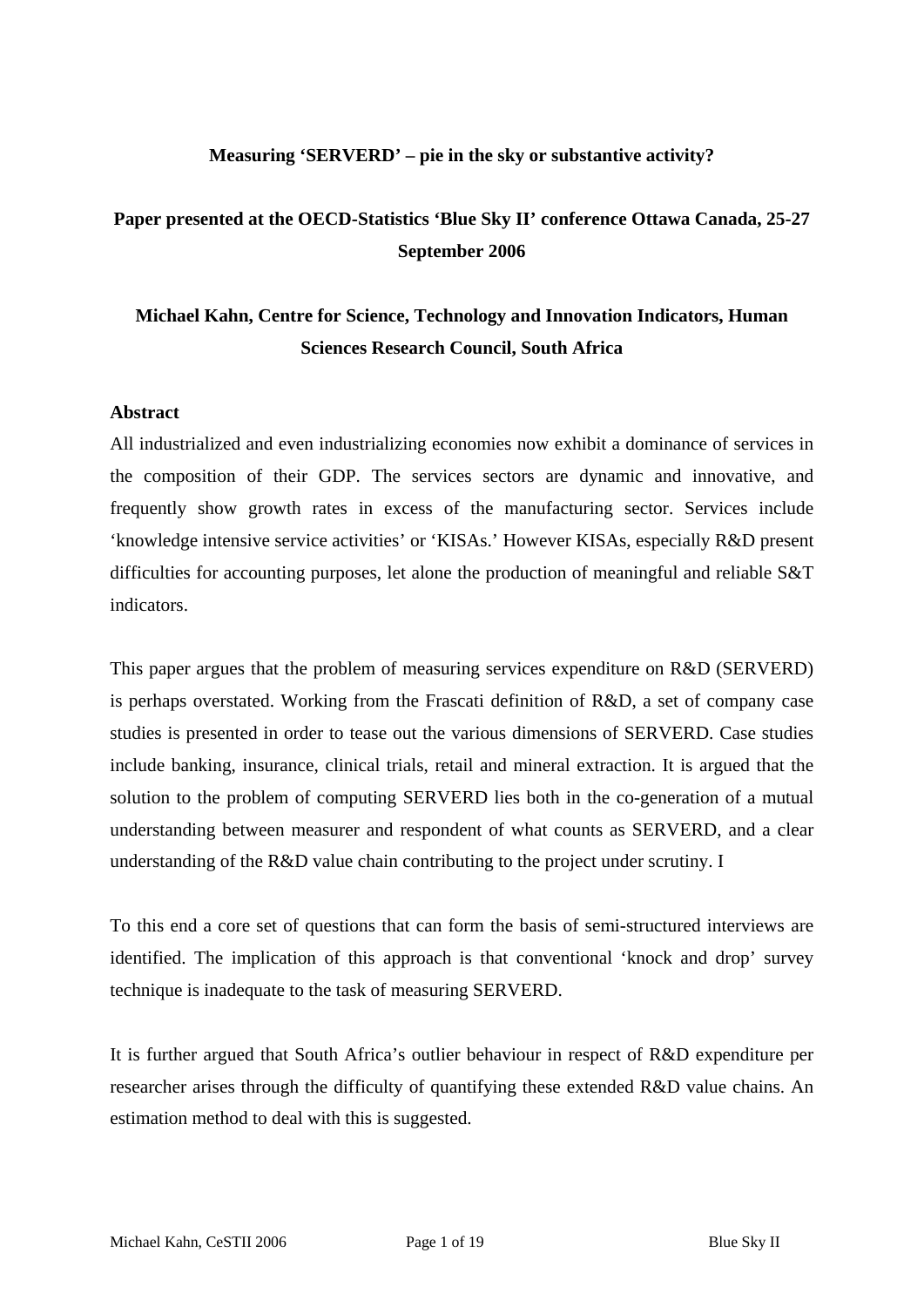**Measuring 'SERVERD' – pie in the sky or substantive activity?**

**Paper presented at the OECD-Statistics 'Blue Sky II' conference Ottawa Canada, 25-27 September 2006**

**Michael Kahn, Centre for Science, Technology and Innovation Indicators, Human Sciences Research Council, South Africa**

## Abstract

All industrialized and even industrializing economies now exhibit a dominance of services in the composition of their GDP. The services sectors are dynamic and innovative, and frequently show growth rates in excess of the manufacturing sector. Services include 'knowledge intensive service activities' or 'KISAs.' However KISAs, especially R&D present difficulties for accounting purposes, let alone the production of meaningful and reliable S&T indicators.

This paper argues that the problem of measuring services expenditure on R&D (SERVERD) is perhaps overstated. Working from the Frascati definition of R&D, a set of company case studies is presented in order to tease out the various dimensions of SERVERD. Case studies include banking, insurance, clinical trials, retail and mineral extraction. It is argued that the solution to the problem of computing SERVERD lies both in the co-generation of a mutual understanding between measurer and respondent of what counts as SERVERD, and a clear understanding of the R&D value chain contributing to the project under scrutiny. I

To this end a core set of questions that can form the basis of semi-structured interviews are identified. The implication of this approach is that conventional 'knock and drop' survey technique is inadequate to the task of measuring SERVERD.

It is further argued that South Africa's outlier behaviour in respect of R&D expenditure per researcher arises through the difficulty of quantifying these extended R&D value chains. An estimation method to deal with this is suggested.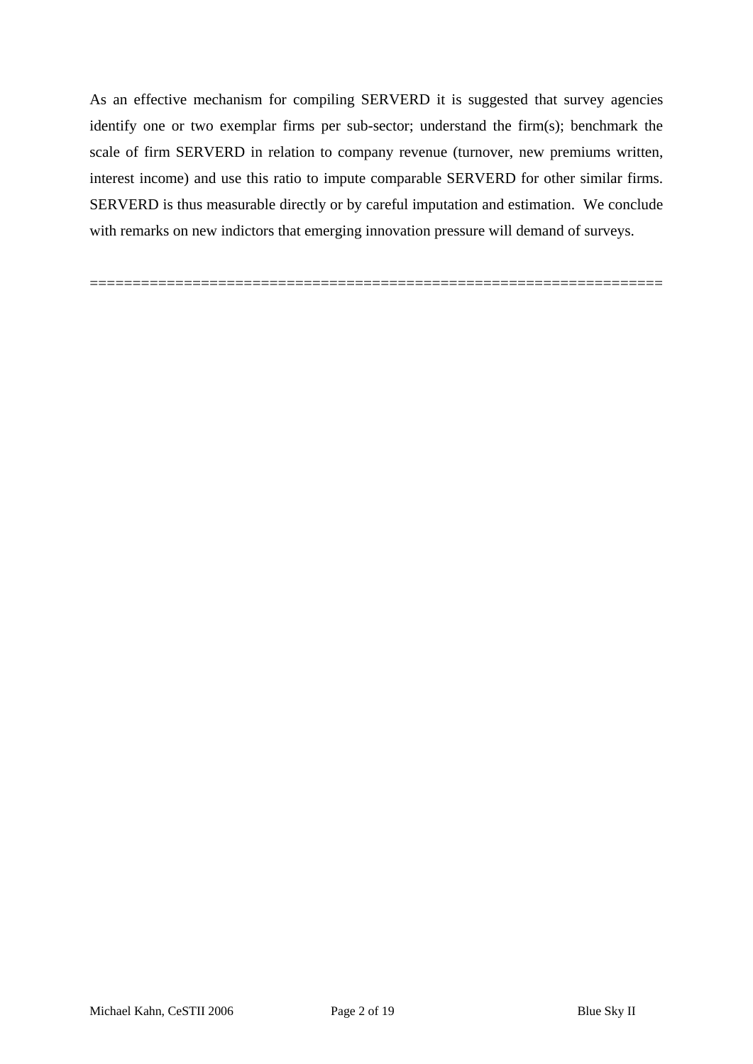As an effective mechanism for compiling SERVERD it is suggested that survey agencies identify one or two exemplar firms per sub-sector; understand the firm(s); benchmark the scale of firm SERVERD in relation to company revenue (turnover, new premiums written, interest income) and use this ratio to impute comparable SERVERD for other similar firms. SERVERD is thus measurable directly or by careful imputation and estimation. We conclude with remarks on new indictors that emerging innovation pressure will demand of surveys.

==================================================================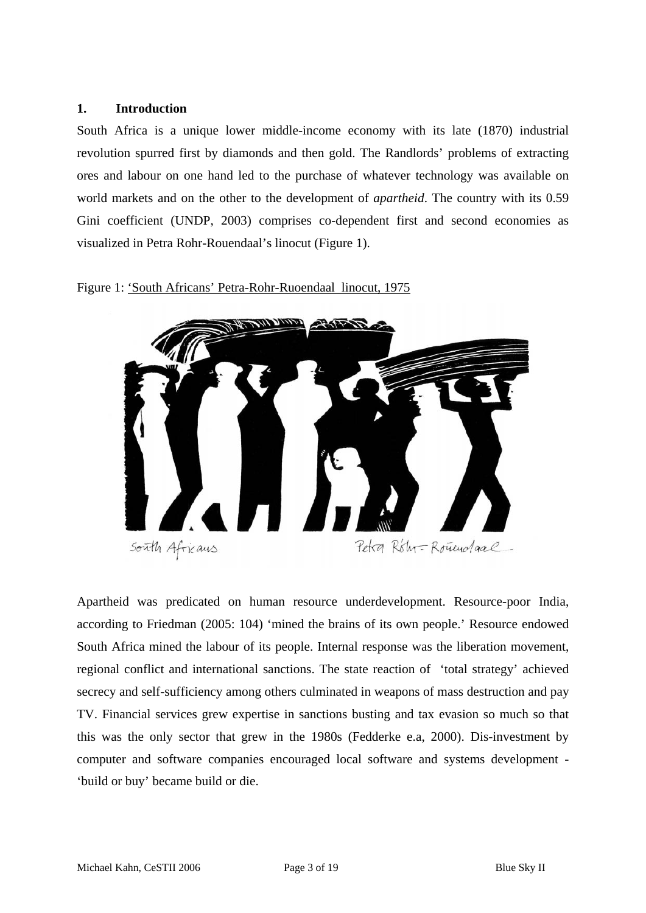## 1. Introduction

South Africa is a unique lower middle-income economy with its late (1870) industrial revolution spurred first by diamonds and then gold. The Randlords' problems of extracting ores and labour on one hand led to the purchase of whatever technology was available on world markets and on the other to the development of *apartheid*. The country with its 0.59 Gini coefficient (UNDP, 2003) comprises co-dependent first and second economies as visualized in Petra Rohr-Rouendaal's linocut (Figure 1).

Figure 1: 'South Africans' Petra-Rohr-Ruoendaal linocut, 1975

Apartheid was predicated on human resource underdevelopment. Resource-poor India, according to Friedman (2005: 104) 'mined the brains of its own people.' Resource endowed South Africa mined the labour of its people. Internal response was the liberation movement, regional conflict and international sanctions. The state reaction of 'total strategy' achieved secrecy and self-sufficiency among others culminated in weapons of mass destruction and pay TV. Financial services grew expertise in sanctions busting and tax evasion so much so that this was the only sector that grew in the 1980s (Fedderke e.a, 2000). Dis-investment by computer and software companies encouraged local software and systems development - 'build or buy' became build or die.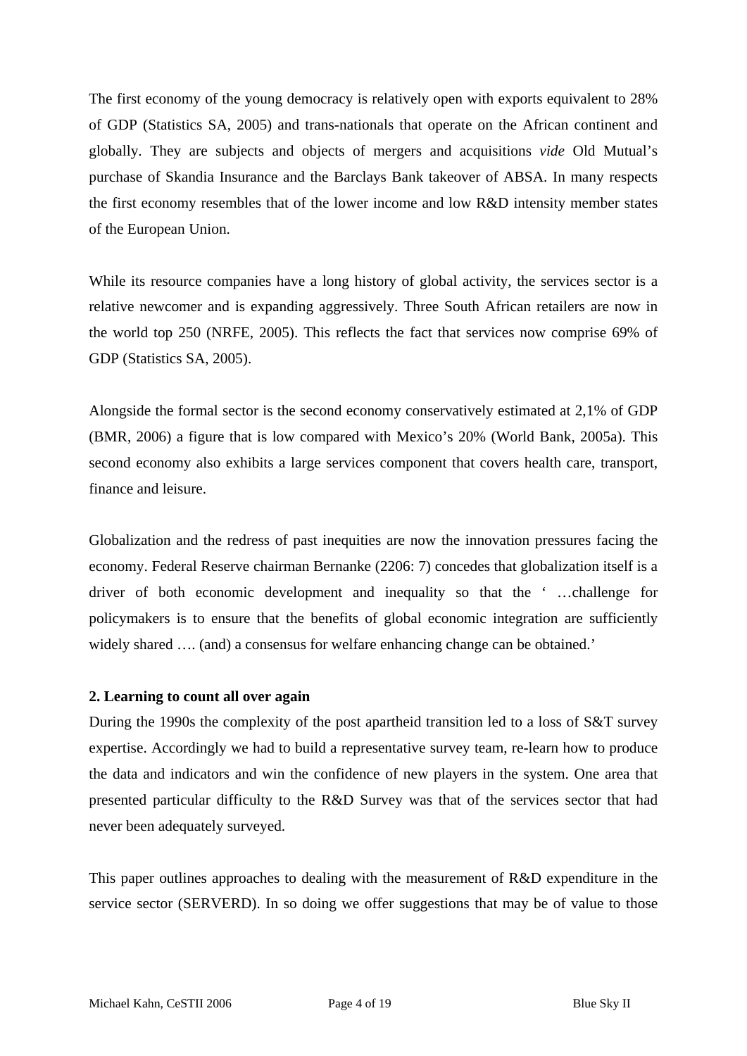The first economy of the young democracy is relatively open with exports equivalent to 28% of GDP (Statistics SA, 2005) and trans-nationals that operate on the African continent and globally. They are subjects and objects of mergers and acquisitions *vide* Old Mutual's purchase of Skandia Insurance and the Barclays Bank takeover of ABSA. In many respects the first economy resembles that of the lower income and low R&D intensity member states of the European Union.

While its resource companies have a long history of global activity, the services sector is a relative newcomer and is expanding aggressively. Three South African retailers are now in the world top 250 (NRFE, 2005). This reflects the fact that services now comprise 69% of GDP (Statistics SA, 2005).

Alongside the formal sector is the second economy conservatively estimated at 2,1% of GDP (BMR, 2006) a figure that is low compared with Mexico's 20% (World Bank, 2005a). This second economy also exhibits a large services component that covers health care, transport, finance and leisure.

Globalization and the redress of past inequities are now the innovation pressures facing the economy. Federal Reserve chairman Bernanke (2206: 7) concedes that globalization itself is a driver of both economic development and inequality so that the ' …challenge for policymakers is to ensure that the benefits of global economic integration are sufficiently widely shared …. (and) a consensus for welfare enhancing change can be obtained.'

**2. Learning to count all over again**

During the 1990s the complexity of the post apartheid transition led to a loss of S&T survey expertise. Accordingly we had to build a representative survey team, re-learn how to produce the data and indicators and win the confidence of new players in the system. One area that presented particular difficulty to the R&D Survey was that of the services sector that had never been adequately surveyed.

This paper outlines approaches to dealing with the measurement of R&D expenditure in the service sector (SERVERD). In so doing we offer suggestions that may be of value to those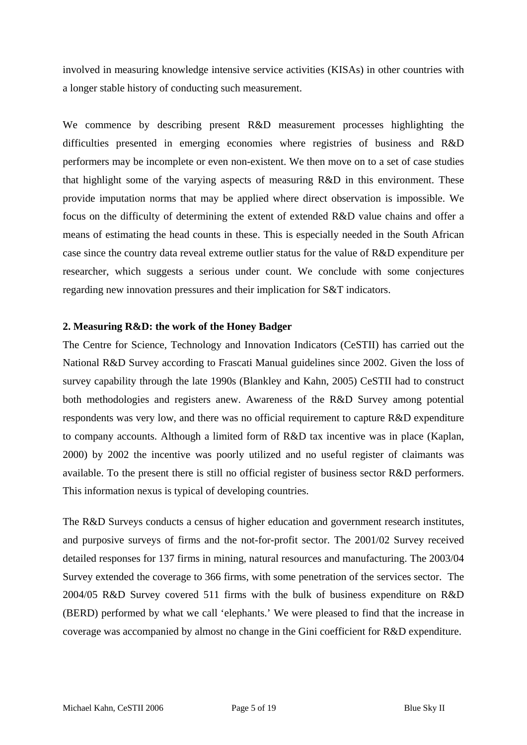involved in measuring knowledge intensive service activities (KISAs) in other countries with a longer stable history of conducting such measurement.

We commence by describing present R&D measurement processes highlighting the difficulties presented in emerging economies where registries of business and R&D performers may be incomplete or even non-existent. We then move on to a set of case studies that highlight some of the varying aspects of measuring R&D in this environment. These provide imputation norms that may be applied where direct observation is impossible. We focus on the difficulty of determining the extent of extended R&D value chains and offer a means of estimating the head counts in these. This is especially needed in the South African case since the country data reveal extreme outlier status for the value of R&D expenditure per researcher, which suggests a serious under count. We conclude with some conjectures regarding new innovation pressures and their implication for S&T indicators.

## 2. Measuring R&D: the work of the Honey Badger

The Centre for Science, Technology and Innovation Indicators (CeSTII) has carried out the National R&D Survey according to Frascati Manual guidelines since 2002. Given the loss of survey capability through the late 1990s (Blankley and Kahn, 2005) CeSTII had to construct both methodologies and registers anew. Awareness of the R&D Survey among potential respondents was very low, and there was no official requirement to capture R&D expenditure to company accounts. Although a limited form of R&D tax incentive was in place (Kaplan, 2000) by 2002 the incentive was poorly utilized and no useful register of claimants was available. To the present there is still no official register of business sector R&D performers. This information nexus is typical of developing countries.

The R&D Surveys conducts a census of higher education and government research institutes, and purposive surveys of firms and the not-for-profit sector. The 2001/02 Survey received detailed responses for 137 firms in mining, natural resources and manufacturing. The 2003/04 Survey extended the coverage to 366 firms, with some penetration of the services sector. The 2004/05 R&D Survey covered 511 firms with the bulk of business expenditure on R&D (BERD) performed by what we call 'elephants.' We were pleased to find that the increase in coverage was accompanied by almost no change in the Gini coefficient for R&D expenditure.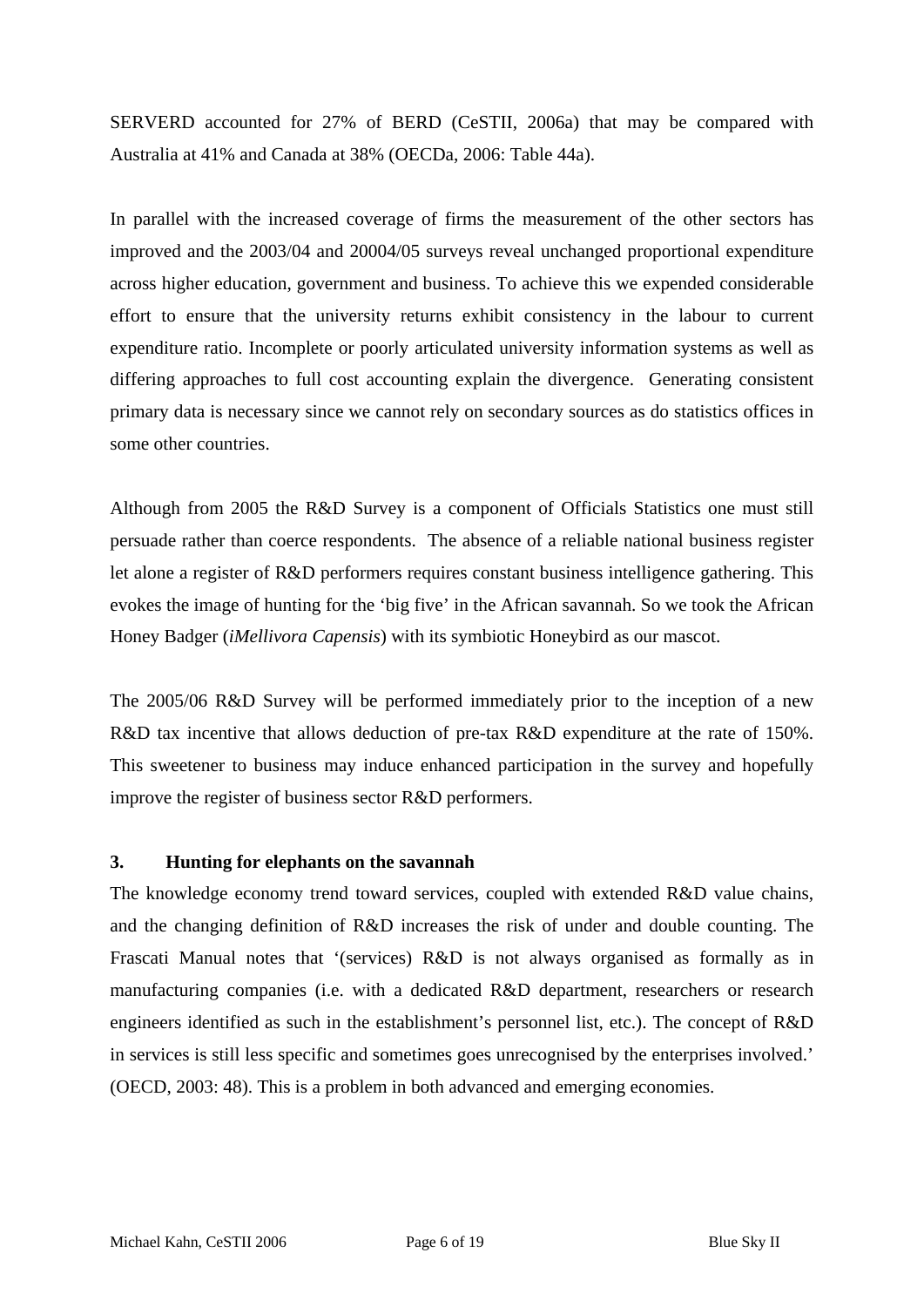SERVERD accounted for 27% of BERD (CeSTII, 2006a) that may be compared with Australia at 41% and Canada at 38% (OECDa, 2006: Table 44a).

In parallel with the increased coverage of firms the measurement of the other sectors has improved and the 2003/04 and 20004/05 surveys reveal unchanged proportional expenditure across higher education, government and business. To achieve this we expended considerable effort to ensure that the university returns exhibit consistency in the labour to current expenditure ratio. Incomplete or poorly articulated university information systems as well as differing approaches to full cost accounting explain the divergence. Generating consistent primary data is necessary since we cannot rely on secondary sources as do statistics offices in some other countries.

Although from 2005 the R&D Survey is a component of Officials Statistics one must still persuade rather than coerce respondents. The absence of a reliable national business register let alone a register of R&D performers requires constant business intelligence gathering. This evokes the image of hunting for the 'big five' in the African savannah. So we took the African Honey Badger (*iMellivora Capensis*) with its symbiotic Honeybird as our mascot.

The 2005/06 R&D Survey will be performed immediately prior to the inception of a new R&D tax incentive that allows deduction of pre-tax R&D expenditure at the rate of 150%. This sweetener to business may induce enhanced participation in the survey and hopefully improve the register of business sector R&D performers.

## 3. Hunting for elephants on the savannah

The knowledge economy trend toward services, coupled with extended R&D value chains, and the changing definition of R&D increases the risk of under and double counting. The Frascati Manual notes that '(services) R&D is not always organised as formally as in manufacturing companies (i.e. with a dedicated R&D department, researchers or research engineers identified as such in the establishment's personnel list, etc.). The concept of R&D in services is still less specific and sometimes goes unrecognised by the enterprises involved.' (OECD, 2003: 48). This is a problem in both advanced and emerging economies.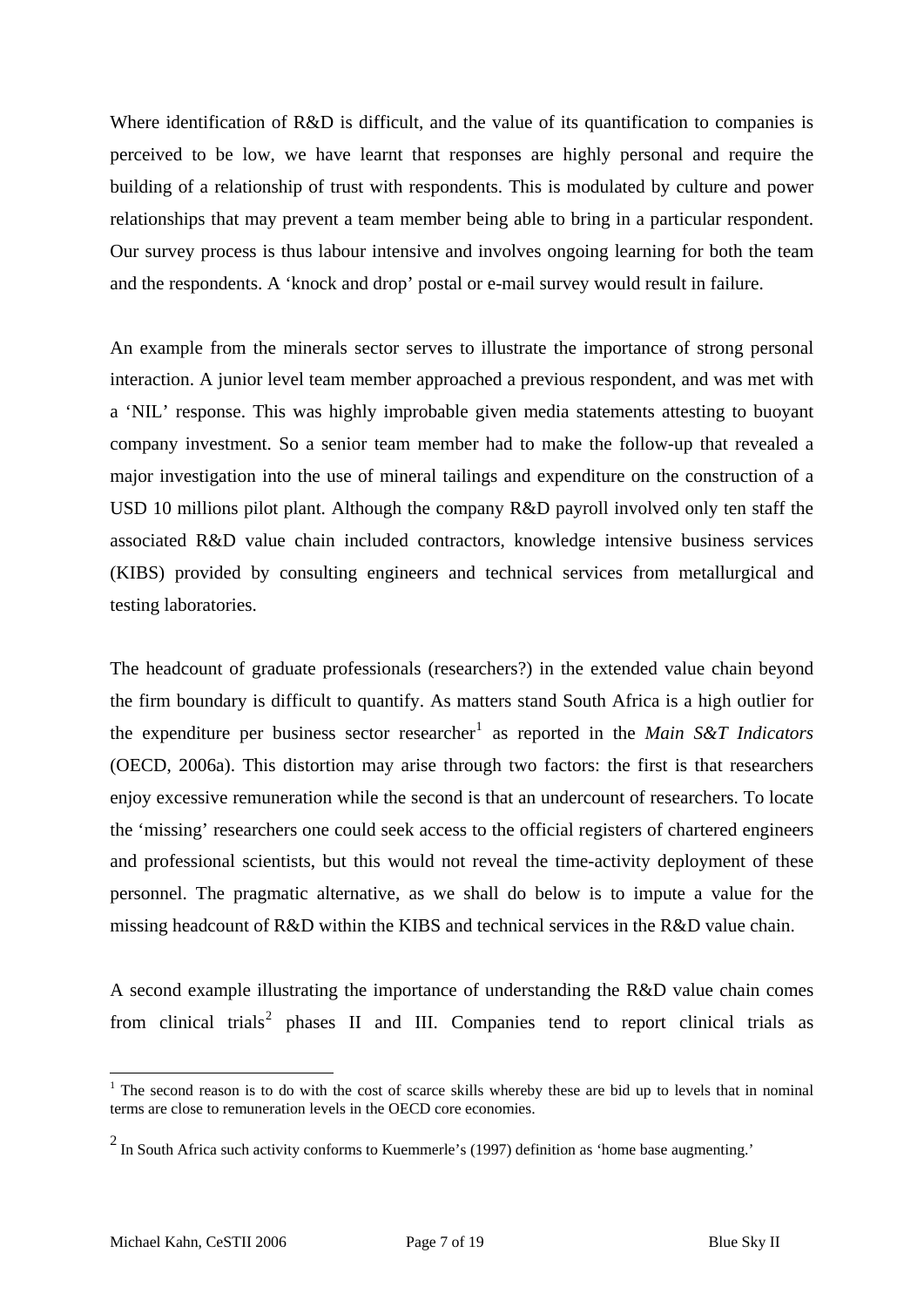Where identification of R&D is difficult, and the value of its quantification to companies is perceived to be low, we have learnt that responses are highly personal and require the building of a relationship of trust with respondents. This is modulated by culture and power relationships that may prevent a team member being able to bring in a particular respondent. Our survey process is thus labour intensive and involves ongoing learning for both the team and the respondents. A 'knock and drop' postal or e-mail survey would result in failure.

An example from the minerals sector serves to illustrate the importance of strong personal interaction. A junior level team member approached a previous respondent, and was met with a 'NIL' response. This was highly improbable given media statements attesting to buoyant company investment. So a senior team member had to make the follow-up that revealed a major investigation into the use of mineral tailings and expenditure on the construction of a USD 10 millions pilot plant. Although the company R&D payroll involved only ten staff the associated R&D value chain included contractors, knowledge intensive business services (KIBS) provided by consulting engineers and technical services from metallurgical and testing laboratories.

The headcount of graduate professionals (researchers?) in the extended value chain beyond the firm boundary is difficult to quantify. As matters stand South Africa is a high outlier for the expenditure per business sector researcher[1] as reported in the *Main S&T Indicators* (OECD, 2006a). This distortion may arise through two factors: the first is that researchers enjoy excessive remuneration while the second is that an undercount of researchers. To locate the 'missing' researchers one could seek access to the official registers of chartered engineers and professional scientists, but this would not reveal the time-activity deployment of these personnel. The pragmatic alternative, as we shall do below is to impute a value for the missing headcount of R&D within the KIBS and technical services in the R&D value chain.

A second example illustrating the importance of understanding the R&D value chain comes from clinical trials[2] phases II and III. Companies tend to report clinical trials as

---

[1] The second reason is to do with the cost of scarce skills whereby these are bid up to levels that in nominal terms are close to remuneration levels in the OECD core economies.

[2] In South Africa such activity conforms to Kuemmerle's (1997) definition as 'home base augmenting.'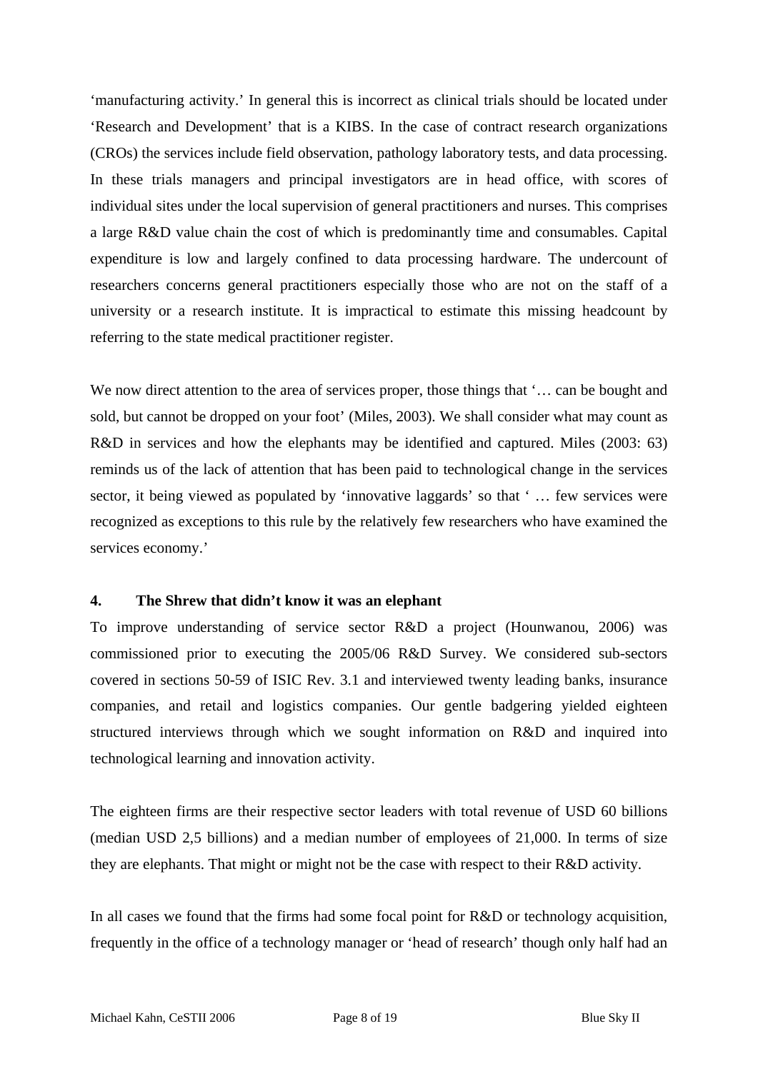'manufacturing activity.' In general this is incorrect as clinical trials should be located under 'Research and Development' that is a KIBS. In the case of contract research organizations (CROs) the services include field observation, pathology laboratory tests, and data processing. In these trials managers and principal investigators are in head office, with scores of individual sites under the local supervision of general practitioners and nurses. This comprises a large R&D value chain the cost of which is predominantly time and consumables. Capital expenditure is low and largely confined to data processing hardware. The undercount of researchers concerns general practitioners especially those who are not on the staff of a university or a research institute. It is impractical to estimate this missing headcount by referring to the state medical practitioner register.

We now direct attention to the area of services proper, those things that '… can be bought and sold, but cannot be dropped on your foot' (Miles, 2003). We shall consider what may count as R&D in services and how the elephants may be identified and captured. Miles (2003: 63) reminds us of the lack of attention that has been paid to technological change in the services sector, it being viewed as populated by 'innovative laggards' so that ' … few services were recognized as exceptions to this rule by the relatively few researchers who have examined the services economy.'

## 4. The Shrew that didn't know it was an elephant

To improve understanding of service sector R&D a project (Hounwanou, 2006) was commissioned prior to executing the 2005/06 R&D Survey. We considered sub-sectors covered in sections 50-59 of ISIC Rev. 3.1 and interviewed twenty leading banks, insurance companies, and retail and logistics companies. Our gentle badgering yielded eighteen structured interviews through which we sought information on R&D and inquired into technological learning and innovation activity.

The eighteen firms are their respective sector leaders with total revenue of USD 60 billions (median USD 2,5 billions) and a median number of employees of 21,000. In terms of size they are elephants. That might or might not be the case with respect to their R&D activity.

In all cases we found that the firms had some focal point for R&D or technology acquisition, frequently in the office of a technology manager or 'head of research' though only half had an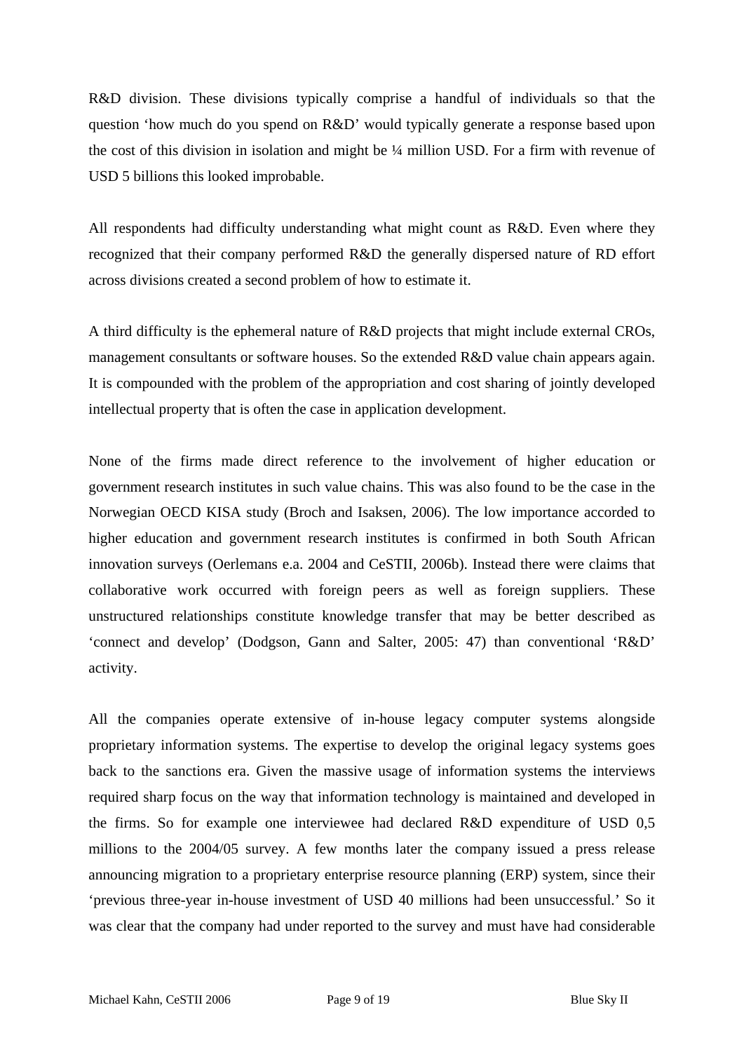R&D division. These divisions typically comprise a handful of individuals so that the question 'how much do you spend on R&D' would typically generate a response based upon the cost of this division in isolation and might be ¼ million USD. For a firm with revenue of USD 5 billions this looked improbable.

All respondents had difficulty understanding what might count as R&D. Even where they recognized that their company performed R&D the generally dispersed nature of RD effort across divisions created a second problem of how to estimate it.

A third difficulty is the ephemeral nature of R&D projects that might include external CROs, management consultants or software houses. So the extended R&D value chain appears again. It is compounded with the problem of the appropriation and cost sharing of jointly developed intellectual property that is often the case in application development.

None of the firms made direct reference to the involvement of higher education or government research institutes in such value chains. This was also found to be the case in the Norwegian OECD KISA study (Broch and Isaksen, 2006). The low importance accorded to higher education and government research institutes is confirmed in both South African innovation surveys (Oerlemans e.a. 2004 and CeSTII, 2006b). Instead there were claims that collaborative work occurred with foreign peers as well as foreign suppliers. These unstructured relationships constitute knowledge transfer that may be better described as 'connect and develop' (Dodgson, Gann and Salter, 2005: 47) than conventional 'R&D' activity.

All the companies operate extensive of in-house legacy computer systems alongside proprietary information systems. The expertise to develop the original legacy systems goes back to the sanctions era. Given the massive usage of information systems the interviews required sharp focus on the way that information technology is maintained and developed in the firms. So for example one interviewee had declared R&D expenditure of USD 0,5 millions to the 2004/05 survey. A few months later the company issued a press release announcing migration to a proprietary enterprise resource planning (ERP) system, since their 'previous three-year in-house investment of USD 40 millions had been unsuccessful.' So it was clear that the company had under reported to the survey and must have had considerable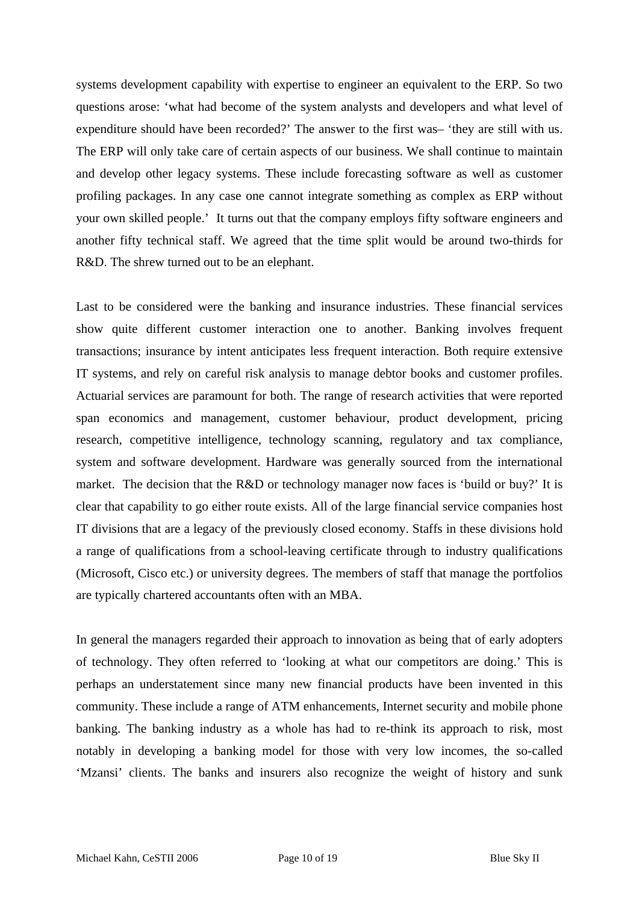systems development capability with expertise to engineer an equivalent to the ERP. So two questions arose: 'what had become of the system analysts and developers and what level of expenditure should have been recorded?' The answer to the first was– 'they are still with us. The ERP will only take care of certain aspects of our business. We shall continue to maintain and develop other legacy systems. These include forecasting software as well as customer profiling packages. In any case one cannot integrate something as complex as ERP without your own skilled people.' It turns out that the company employs fifty software engineers and another fifty technical staff. We agreed that the time split would be around two-thirds for R&D. The shrew turned out to be an elephant.

Last to be considered were the banking and insurance industries. These financial services show quite different customer interaction one to another. Banking involves frequent transactions; insurance by intent anticipates less frequent interaction. Both require extensive IT systems, and rely on careful risk analysis to manage debtor books and customer profiles. Actuarial services are paramount for both. The range of research activities that were reported span economics and management, customer behaviour, product development, pricing research, competitive intelligence, technology scanning, regulatory and tax compliance, system and software development. Hardware was generally sourced from the international market. The decision that the R&D or technology manager now faces is 'build or buy?' It is clear that capability to go either route exists. All of the large financial service companies host IT divisions that are a legacy of the previously closed economy. Staffs in these divisions hold a range of qualifications from a school-leaving certificate through to industry qualifications (Microsoft, Cisco etc.) or university degrees. The members of staff that manage the portfolios are typically chartered accountants often with an MBA.

In general the managers regarded their approach to innovation as being that of early adopters of technology. They often referred to 'looking at what our competitors are doing.' This is perhaps an understatement since many new financial products have been invented in this community. These include a range of ATM enhancements, Internet security and mobile phone banking. The banking industry as a whole has had to re-think its approach to risk, most notably in developing a banking model for those with very low incomes, the so-called 'Mzansi' clients. The banks and insurers also recognize the weight of history and sunk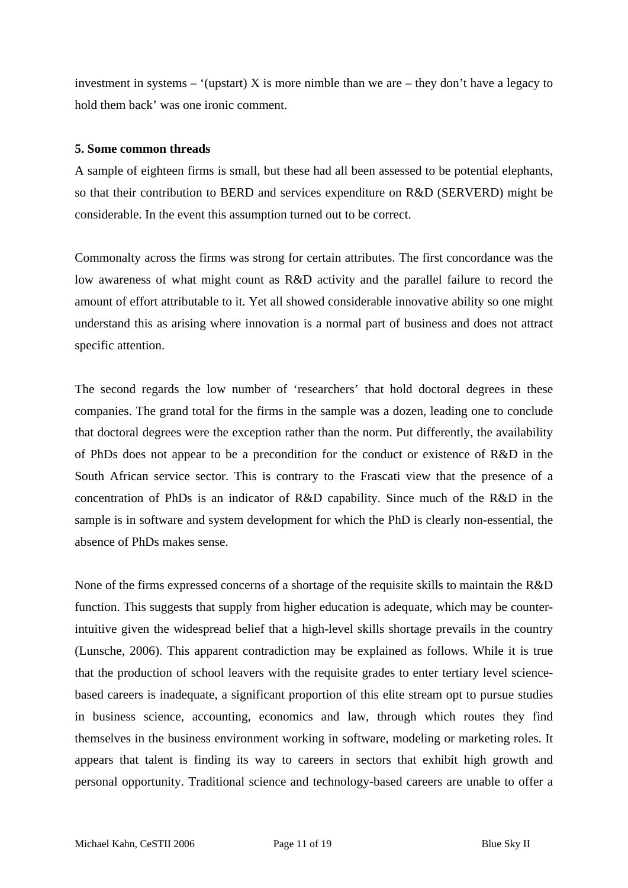investment in systems – '(upstart) X is more nimble than we are – they don't have a legacy to hold them back' was one ironic comment.

**5. Some common threads**

A sample of eighteen firms is small, but these had all been assessed to be potential elephants, so that their contribution to BERD and services expenditure on R&D (SERVERD) might be considerable. In the event this assumption turned out to be correct.

Commonalty across the firms was strong for certain attributes. The first concordance was the low awareness of what might count as R&D activity and the parallel failure to record the amount of effort attributable to it. Yet all showed considerable innovative ability so one might understand this as arising where innovation is a normal part of business and does not attract specific attention.

The second regards the low number of 'researchers' that hold doctoral degrees in these companies. The grand total for the firms in the sample was a dozen, leading one to conclude that doctoral degrees were the exception rather than the norm. Put differently, the availability of PhDs does not appear to be a precondition for the conduct or existence of R&D in the South African service sector. This is contrary to the Frascati view that the presence of a concentration of PhDs is an indicator of R&D capability. Since much of the R&D in the sample is in software and system development for which the PhD is clearly non-essential, the absence of PhDs makes sense.

None of the firms expressed concerns of a shortage of the requisite skills to maintain the R&D function. This suggests that supply from higher education is adequate, which may be counter-intuitive given the widespread belief that a high-level skills shortage prevails in the country (Lunsche, 2006). This apparent contradiction may be explained as follows. While it is true that the production of school leavers with the requisite grades to enter tertiary level science-based careers is inadequate, a significant proportion of this elite stream opt to pursue studies in business science, accounting, economics and law, through which routes they find themselves in the business environment working in software, modeling or marketing roles. It appears that talent is finding its way to careers in sectors that exhibit high growth and personal opportunity. Traditional science and technology-based careers are unable to offer a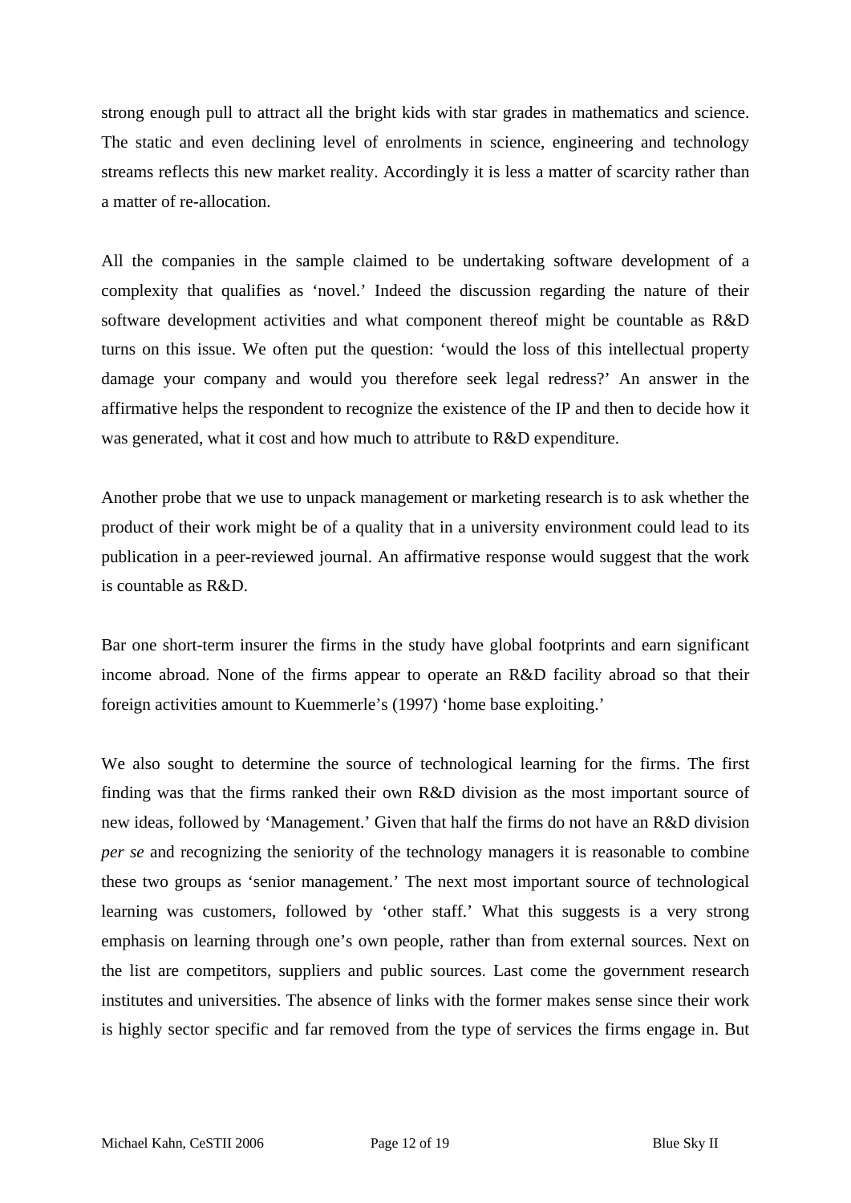strong enough pull to attract all the bright kids with star grades in mathematics and science. The static and even declining level of enrolments in science, engineering and technology streams reflects this new market reality. Accordingly it is less a matter of scarcity rather than a matter of re-allocation.

All the companies in the sample claimed to be undertaking software development of a complexity that qualifies as 'novel.' Indeed the discussion regarding the nature of their software development activities and what component thereof might be countable as R&D turns on this issue. We often put the question: 'would the loss of this intellectual property damage your company and would you therefore seek legal redress?' An answer in the affirmative helps the respondent to recognize the existence of the IP and then to decide how it was generated, what it cost and how much to attribute to R&D expenditure.

Another probe that we use to unpack management or marketing research is to ask whether the product of their work might be of a quality that in a university environment could lead to its publication in a peer-reviewed journal. An affirmative response would suggest that the work is countable as R&D.

Bar one short-term insurer the firms in the study have global footprints and earn significant income abroad. None of the firms appear to operate an R&D facility abroad so that their foreign activities amount to Kuemmerle's (1997) 'home base exploiting.'

We also sought to determine the source of technological learning for the firms. The first finding was that the firms ranked their own R&D division as the most important source of new ideas, followed by 'Management.' Given that half the firms do not have an R&D division *per se* and recognizing the seniority of the technology managers it is reasonable to combine these two groups as 'senior management.' The next most important source of technological learning was customers, followed by 'other staff.' What this suggests is a very strong emphasis on learning through one's own people, rather than from external sources. Next on the list are competitors, suppliers and public sources. Last come the government research institutes and universities. The absence of links with the former makes sense since their work is highly sector specific and far removed from the type of services the firms engage in. But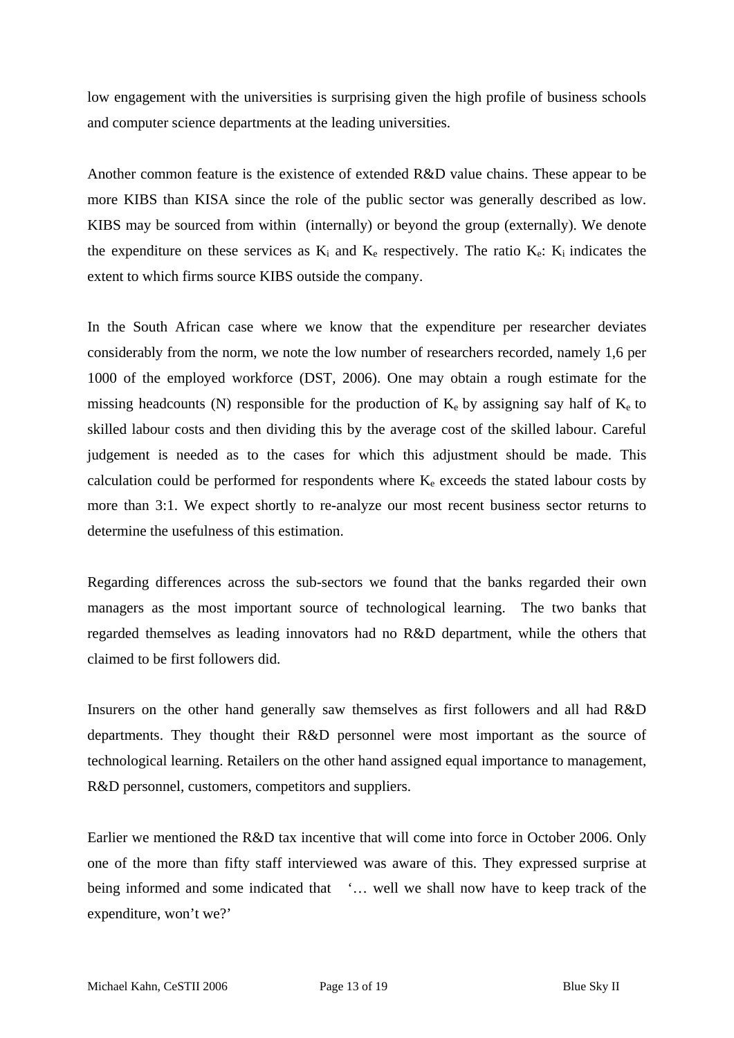low engagement with the universities is surprising given the high profile of business schools and computer science departments at the leading universities.

Another common feature is the existence of extended R&D value chains. These appear to be more KIBS than KISA since the role of the public sector was generally described as low. KIBS may be sourced from within (internally) or beyond the group (externally). We denote the expenditure on these services as $K_i$ and $K_e$ respectively. The ratio $K_e$: $K_i$ indicates the extent to which firms source KIBS outside the company.

In the South African case where we know that the expenditure per researcher deviates considerably from the norm, we note the low number of researchers recorded, namely 1,6 per 1000 of the employed workforce (DST, 2006). One may obtain a rough estimate for the missing headcounts (N) responsible for the production of $K_e$ by assigning say half of $K_e$ to skilled labour costs and then dividing this by the average cost of the skilled labour. Careful judgement is needed as to the cases for which this adjustment should be made. This calculation could be performed for respondents where $K_e$ exceeds the stated labour costs by more than 3:1. We expect shortly to re-analyze our most recent business sector returns to determine the usefulness of this estimation.

Regarding differences across the sub-sectors we found that the banks regarded their own managers as the most important source of technological learning. The two banks that regarded themselves as leading innovators had no R&D department, while the others that claimed to be first followers did.

Insurers on the other hand generally saw themselves as first followers and all had R&D departments. They thought their R&D personnel were most important as the source of technological learning. Retailers on the other hand assigned equal importance to management, R&D personnel, customers, competitors and suppliers.

Earlier we mentioned the R&D tax incentive that will come into force in October 2006. Only one of the more than fifty staff interviewed was aware of this. They expressed surprise at being informed and some indicated that '… well we shall now have to keep track of the expenditure, won't we?'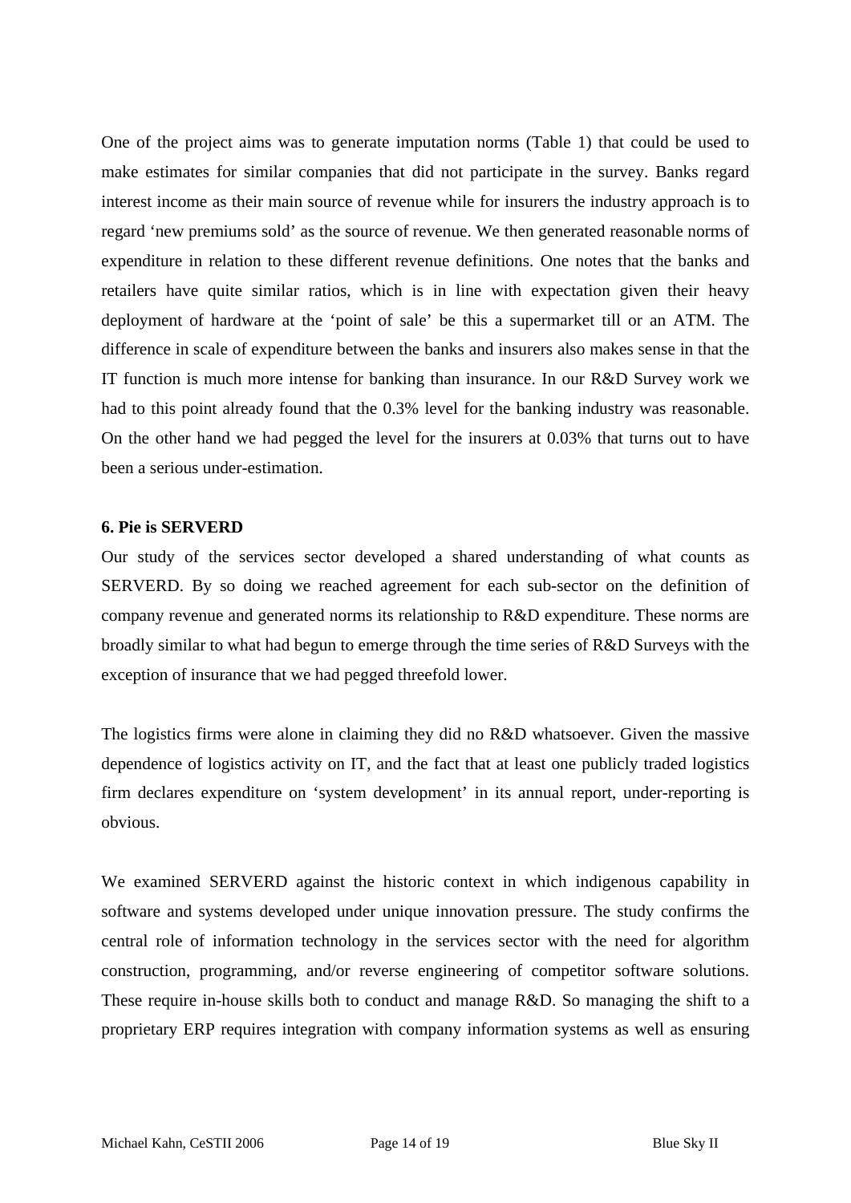One of the project aims was to generate imputation norms (Table 1) that could be used to make estimates for similar companies that did not participate in the survey. Banks regard interest income as their main source of revenue while for insurers the industry approach is to regard 'new premiums sold' as the source of revenue. We then generated reasonable norms of expenditure in relation to these different revenue definitions. One notes that the banks and retailers have quite similar ratios, which is in line with expectation given their heavy deployment of hardware at the 'point of sale' be this a supermarket till or an ATM. The difference in scale of expenditure between the banks and insurers also makes sense in that the IT function is much more intense for banking than insurance. In our R&D Survey work we had to this point already found that the 0.3% level for the banking industry was reasonable. On the other hand we had pegged the level for the insurers at 0.03% that turns out to have been a serious under-estimation.

### 6. Pie is SERVERD

Our study of the services sector developed a shared understanding of what counts as SERVERD. By so doing we reached agreement for each sub-sector on the definition of company revenue and generated norms its relationship to R&D expenditure. These norms are broadly similar to what had begun to emerge through the time series of R&D Surveys with the exception of insurance that we had pegged threefold lower.

The logistics firms were alone in claiming they did no R&D whatsoever. Given the massive dependence of logistics activity on IT, and the fact that at least one publicly traded logistics firm declares expenditure on 'system development' in its annual report, under-reporting is obvious.

We examined SERVERD against the historic context in which indigenous capability in software and systems developed under unique innovation pressure. The study confirms the central role of information technology in the services sector with the need for algorithm construction, programming, and/or reverse engineering of competitor software solutions. These require in-house skills both to conduct and manage R&D. So managing the shift to a proprietary ERP requires integration with company information systems as well as ensuring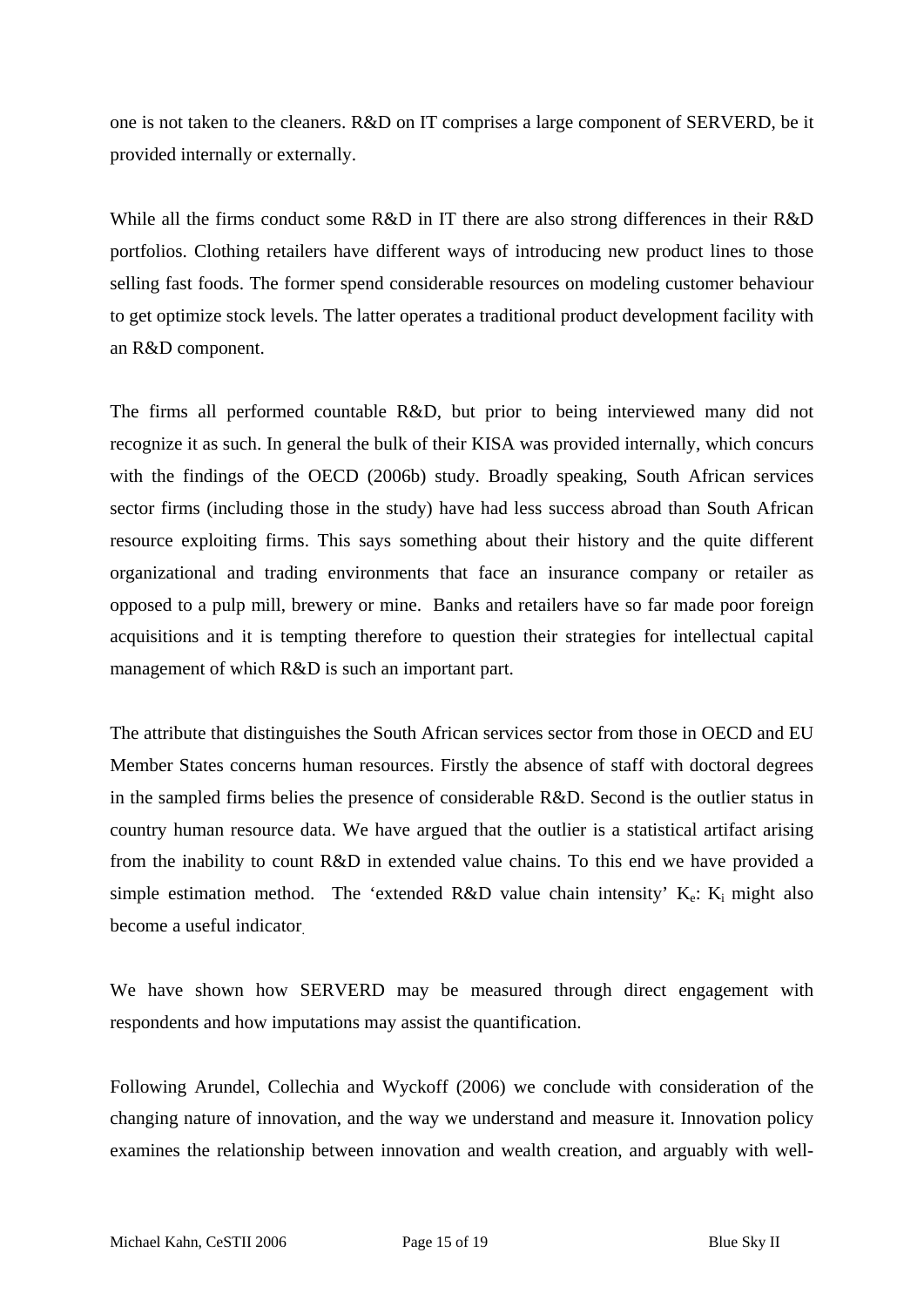one is not taken to the cleaners. R&D on IT comprises a large component of SERVERD, be it provided internally or externally.

While all the firms conduct some R&D in IT there are also strong differences in their R&D portfolios. Clothing retailers have different ways of introducing new product lines to those selling fast foods. The former spend considerable resources on modeling customer behaviour to get optimize stock levels. The latter operates a traditional product development facility with an R&D component.

The firms all performed countable R&D, but prior to being interviewed many did not recognize it as such. In general the bulk of their KISA was provided internally, which concurs with the findings of the OECD (2006b) study. Broadly speaking, South African services sector firms (including those in the study) have had less success abroad than South African resource exploiting firms. This says something about their history and the quite different organizational and trading environments that face an insurance company or retailer as opposed to a pulp mill, brewery or mine. Banks and retailers have so far made poor foreign acquisitions and it is tempting therefore to question their strategies for intellectual capital management of which R&D is such an important part.

The attribute that distinguishes the South African services sector from those in OECD and EU Member States concerns human resources. Firstly the absence of staff with doctoral degrees in the sampled firms belies the presence of considerable R&D. Second is the outlier status in country human resource data. We have argued that the outlier is a statistical artifact arising from the inability to count R&D in extended value chains. To this end we have provided a simple estimation method. The 'extended R&D value chain intensity' $K_e$: $K_i$ might also become a useful indicator.

We have shown how SERVERD may be measured through direct engagement with respondents and how imputations may assist the quantification.

Following Arundel, Collechia and Wyckoff (2006) we conclude with consideration of the changing nature of innovation, and the way we understand and measure it. Innovation policy examines the relationship between innovation and wealth creation, and arguably with well-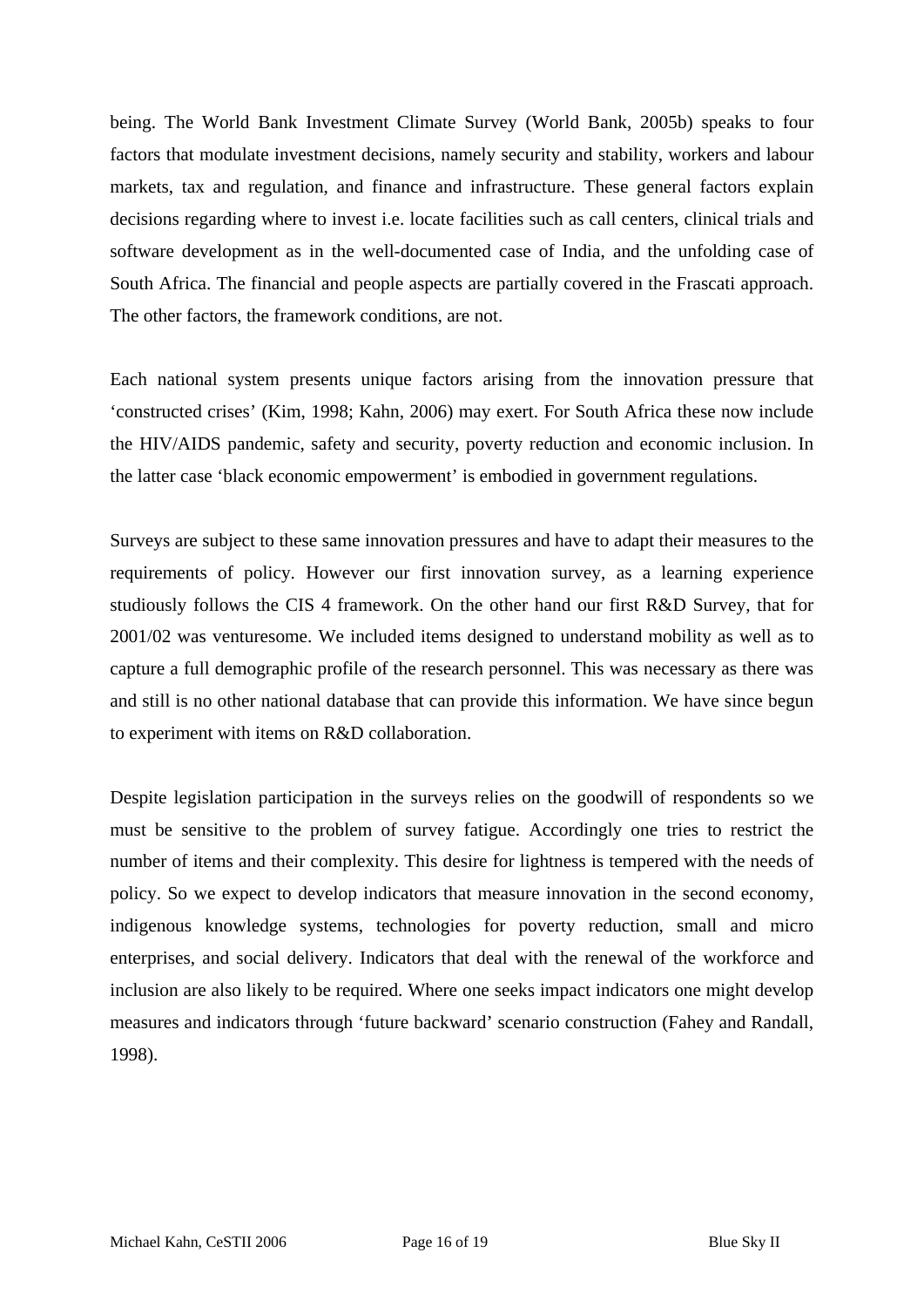being. The World Bank Investment Climate Survey (World Bank, 2005b) speaks to four factors that modulate investment decisions, namely security and stability, workers and labour markets, tax and regulation, and finance and infrastructure. These general factors explain decisions regarding where to invest i.e. locate facilities such as call centers, clinical trials and software development as in the well-documented case of India, and the unfolding case of South Africa. The financial and people aspects are partially covered in the Frascati approach. The other factors, the framework conditions, are not.

Each national system presents unique factors arising from the innovation pressure that 'constructed crises' (Kim, 1998; Kahn, 2006) may exert. For South Africa these now include the HIV/AIDS pandemic, safety and security, poverty reduction and economic inclusion. In the latter case 'black economic empowerment' is embodied in government regulations.

Surveys are subject to these same innovation pressures and have to adapt their measures to the requirements of policy. However our first innovation survey, as a learning experience studiously follows the CIS 4 framework. On the other hand our first R&D Survey, that for 2001/02 was venturesome. We included items designed to understand mobility as well as to capture a full demographic profile of the research personnel. This was necessary as there was and still is no other national database that can provide this information. We have since begun to experiment with items on R&D collaboration.

Despite legislation participation in the surveys relies on the goodwill of respondents so we must be sensitive to the problem of survey fatigue. Accordingly one tries to restrict the number of items and their complexity. This desire for lightness is tempered with the needs of policy. So we expect to develop indicators that measure innovation in the second economy, indigenous knowledge systems, technologies for poverty reduction, small and micro enterprises, and social delivery. Indicators that deal with the renewal of the workforce and inclusion are also likely to be required. Where one seeks impact indicators one might develop measures and indicators through 'future backward' scenario construction (Fahey and Randall, 1998).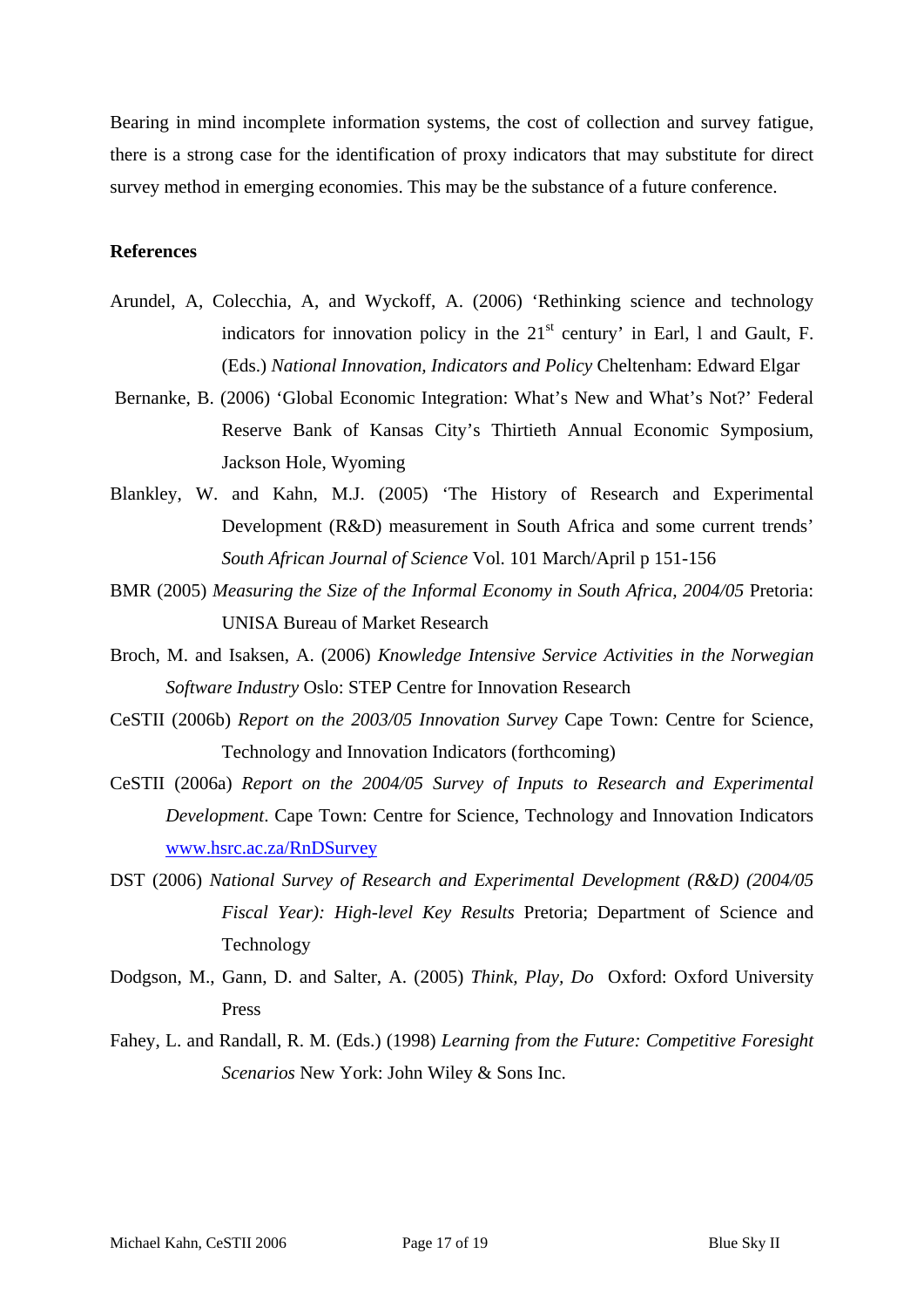Bearing in mind incomplete information systems, the cost of collection and survey fatigue, there is a strong case for the identification of proxy indicators that may substitute for direct survey method in emerging economies. This may be the substance of a future conference.

**References**

Arundel, A, Colecchia, A, and Wyckoff, A. (2006) 'Rethinking science and technology indicators for innovation policy in the 21st century' in Earl, l and Gault, F. (Eds.) *National Innovation, Indicators and Policy* Cheltenham: Edward Elgar

Bernanke, B. (2006) 'Global Economic Integration: What's New and What's Not?' Federal Reserve Bank of Kansas City's Thirtieth Annual Economic Symposium, Jackson Hole, Wyoming

Blankley, W. and Kahn, M.J. (2005) 'The History of Research and Experimental Development (R&D) measurement in South Africa and some current trends' *South African Journal of Science* Vol. 101 March/April p 151-156

BMR (2005) *Measuring the Size of the Informal Economy in South Africa, 2004/05* Pretoria: UNISA Bureau of Market Research

Broch, M. and Isaksen, A. (2006) *Knowledge Intensive Service Activities in the Norwegian Software Industry* Oslo: STEP Centre for Innovation Research

CeSTII (2006b) *Report on the 2003/05 Innovation Survey* Cape Town: Centre for Science, Technology and Innovation Indicators (forthcoming)

CeSTII (2006a) *Report on the 2004/05 Survey of Inputs to Research and Experimental Development*. Cape Town: Centre for Science, Technology and Innovation Indicators www.hsrc.ac.za/RnDSurvey

DST (2006) *National Survey of Research and Experimental Development (R&D) (2004/05 Fiscal Year): High-level Key Results* Pretoria; Department of Science and Technology

Dodgson, M., Gann, D. and Salter, A. (2005) *Think, Play, Do* Oxford: Oxford University Press

Fahey, L. and Randall, R. M. (Eds.) (1998) *Learning from the Future: Competitive Foresight Scenarios* New York: John Wiley & Sons Inc.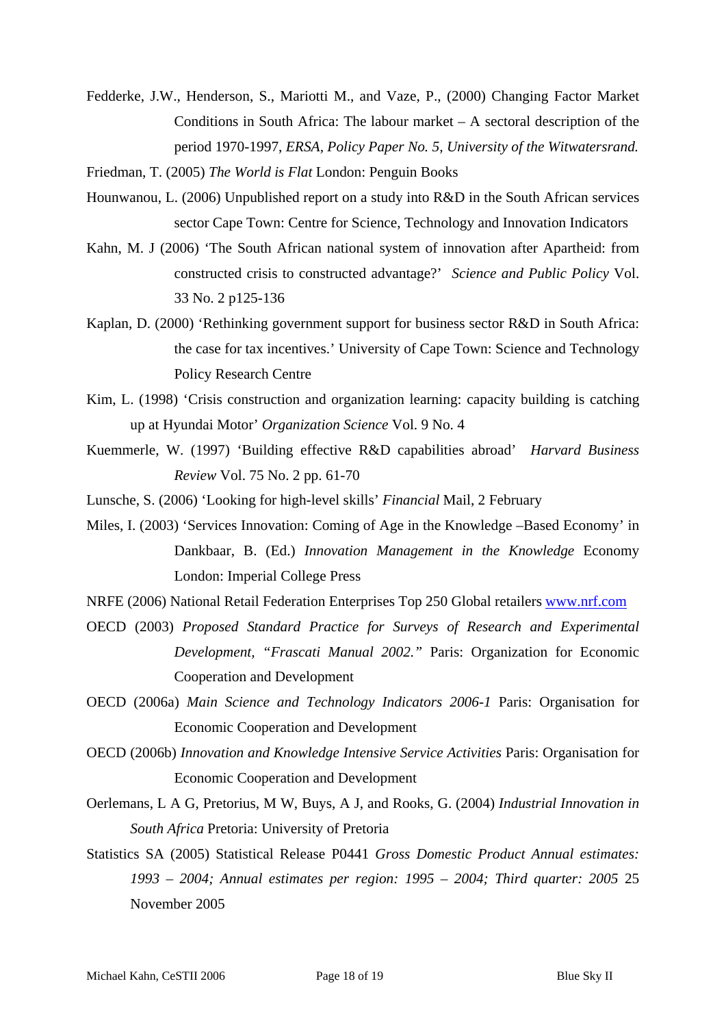Fedderke, J.W., Henderson, S., Mariotti M., and Vaze, P., (2000) Changing Factor Market Conditions in South Africa: The labour market – A sectoral description of the period 1970-1997, *ERSA, Policy Paper No. 5, University of the Witwatersrand.*

Friedman, T. (2005) *The World is Flat* London: Penguin Books

Hounwanou, L. (2006) Unpublished report on a study into R&D in the South African services sector Cape Town: Centre for Science, Technology and Innovation Indicators

Kahn, M. J (2006) 'The South African national system of innovation after Apartheid: from constructed crisis to constructed advantage?' *Science and Public Policy* Vol. 33 No. 2 p125-136

Kaplan, D. (2000) 'Rethinking government support for business sector R&D in South Africa: the case for tax incentives.' University of Cape Town: Science and Technology Policy Research Centre

Kim, L. (1998) 'Crisis construction and organization learning: capacity building is catching up at Hyundai Motor' *Organization Science* Vol. 9 No. 4

Kuemmerle, W. (1997) 'Building effective R&D capabilities abroad' *Harvard Business Review* Vol. 75 No. 2 pp. 61-70

Lunsche, S. (2006) 'Looking for high-level skills' *Financial* Mail, 2 February

Miles, I. (2003) 'Services Innovation: Coming of Age in the Knowledge –Based Economy' in Dankbaar, B. (Ed.) *Innovation Management in the Knowledge* Economy London: Imperial College Press

NRFE (2006) National Retail Federation Enterprises Top 250 Global retailers www.nrf.com

OECD (2003) *Proposed Standard Practice for Surveys of Research and Experimental Development, "Frascati Manual 2002."* Paris: Organisation for Economic Cooperation and Development

OECD (2006a) *Main Science and Technology Indicators 2006-1* Paris: Organisation for Economic Cooperation and Development

OECD (2006b) *Innovation and Knowledge Intensive Service Activities* Paris: Organisation for Economic Cooperation and Development

Oerlemans, L A G, Pretorius, M W, Buys, A J, and Rooks, G. (2004) *Industrial Innovation in South Africa* Pretoria: University of Pretoria

Statistics SA (2005) Statistical Release P0441 *Gross Domestic Product Annual estimates: 1993 – 2004; Annual estimates per region: 1995 – 2004; Third quarter: 2005* 25 November 2005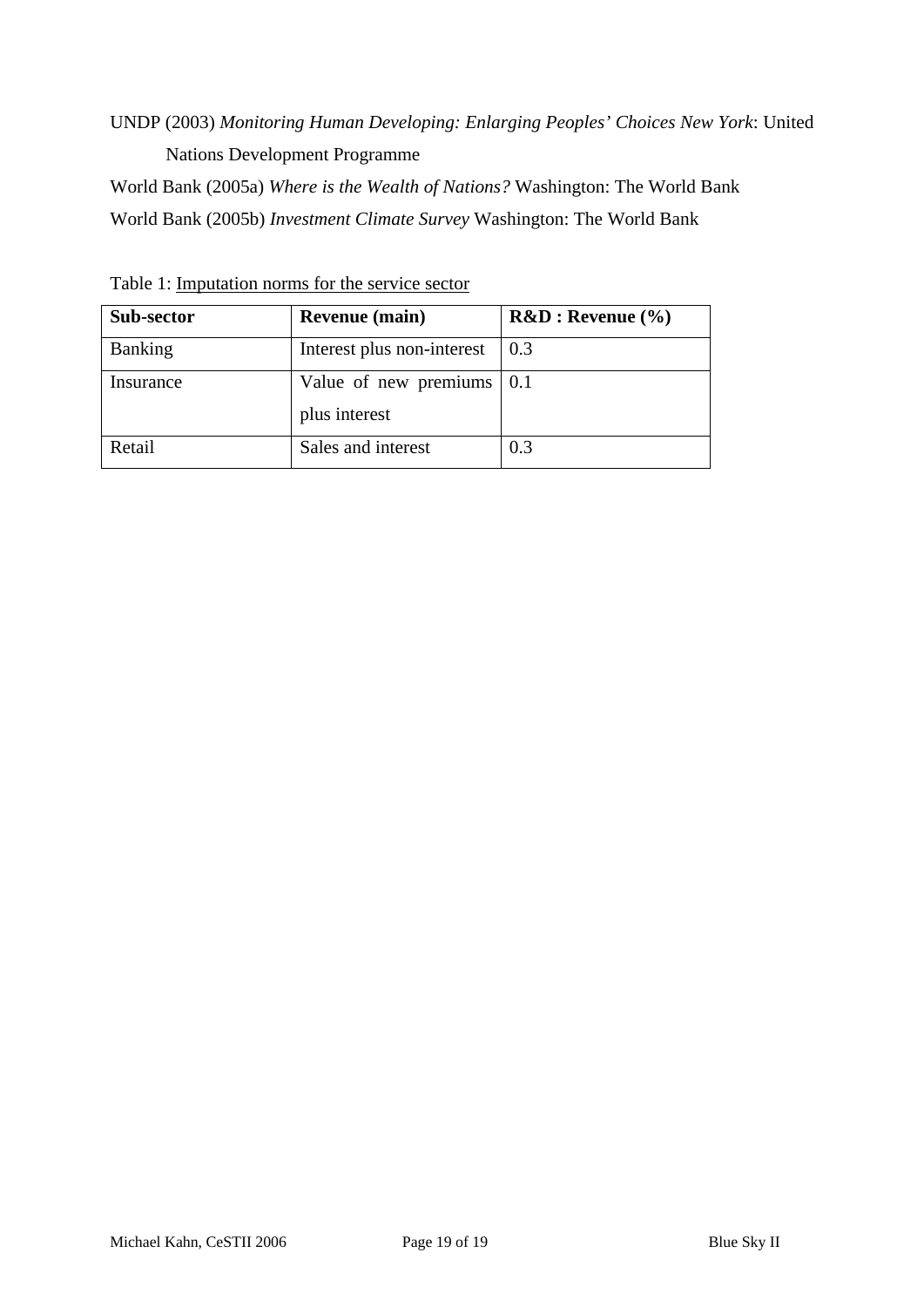UNDP (2003) *Monitoring Human Developing: Enlarging Peoples' Choices New York*: United Nations Development Programme

World Bank (2005a) *Where is the Wealth of Nations?* Washington: The World Bank

World Bank (2005b) *Investment Climate Survey* Washington: The World Bank

Table 1: Imputation norms for the service sector

| **Sub-sector** | **Revenue (main)** | **R&D : Revenue (%)** |
|---|---|---|
| Banking | Interest plus non-interest | 0.3 |
| Insurance | Value of new premiums plus interest | 0.1 |
| Retail | Sales and interest | 0.3 |